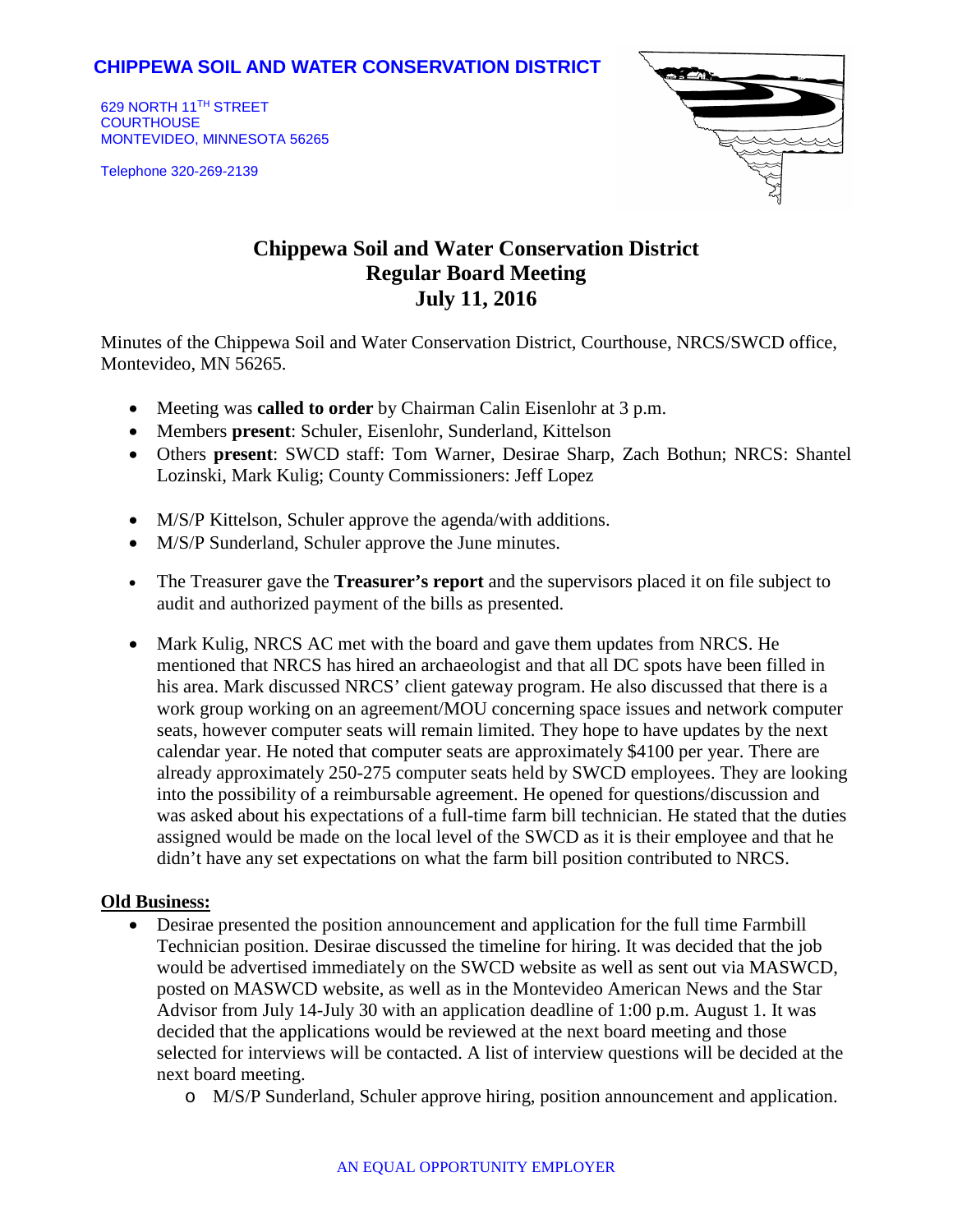**CHIPPEWA SOIL AND WATER CONSERVATION DISTRICT**

629 NORTH 11TH STREET
COURTHOUSE
MONTEVIDEO, MINNESOTA 56265

Telephone 320-269-2139

# Chippewa Soil and Water Conservation District
## Regular Board Meeting
## July 11, 2016

Minutes of the Chippewa Soil and Water Conservation District, Courthouse, NRCS/SWCD office, Montevideo, MN 56265.

- Meeting was **called to order** by Chairman Calin Eisenlohr at 3 p.m.
- Members **present**: Schuler, Eisenlohr, Sunderland, Kittelson
- Others **present**: SWCD staff: Tom Warner, Desirae Sharp, Zach Bothun; NRCS: Shantel Lozinski, Mark Kulig; County Commissioners: Jeff Lopez

- M/S/P Kittelson, Schuler approve the agenda/with additions.
- M/S/P Sunderland, Schuler approve the June minutes.

- The Treasurer gave the **Treasurer's report** and the supervisors placed it on file subject to audit and authorized payment of the bills as presented.

- Mark Kulig, NRCS AC met with the board and gave them updates from NRCS. He mentioned that NRCS has hired an archaeologist and that all DC spots have been filled in his area. Mark discussed NRCS' client gateway program. He also discussed that there is a work group working on an agreement/MOU concerning space issues and network computer seats, however computer seats will remain limited. They hope to have updates by the next calendar year. He noted that computer seats are approximately $4100 per year. There are already approximately 250-275 computer seats held by SWCD employees. They are looking into the possibility of a reimbursable agreement. He opened for questions/discussion and was asked about his expectations of a full-time farm bill technician. He stated that the duties assigned would be made on the local level of the SWCD as it is their employee and that he didn't have any set expectations on what the farm bill position contributed to NRCS.

**Old Business:**

- Desirae presented the position announcement and application for the full time Farmbill Technician position. Desirae discussed the timeline for hiring. It was decided that the job would be advertised immediately on the SWCD website as well as sent out via MASWCD, posted on MASWCD website, as well as in the Montevideo American News and the Star Advisor from July 14-July 30 with an application deadline of 1:00 p.m. August 1. It was decided that the applications would be reviewed at the next board meeting and those selected for interviews will be contacted. A list of interview questions will be decided at the next board meeting.
    - M/S/P Sunderland, Schuler approve hiring, position announcement and application.

AN EQUAL OPPORTUNITY EMPLOYER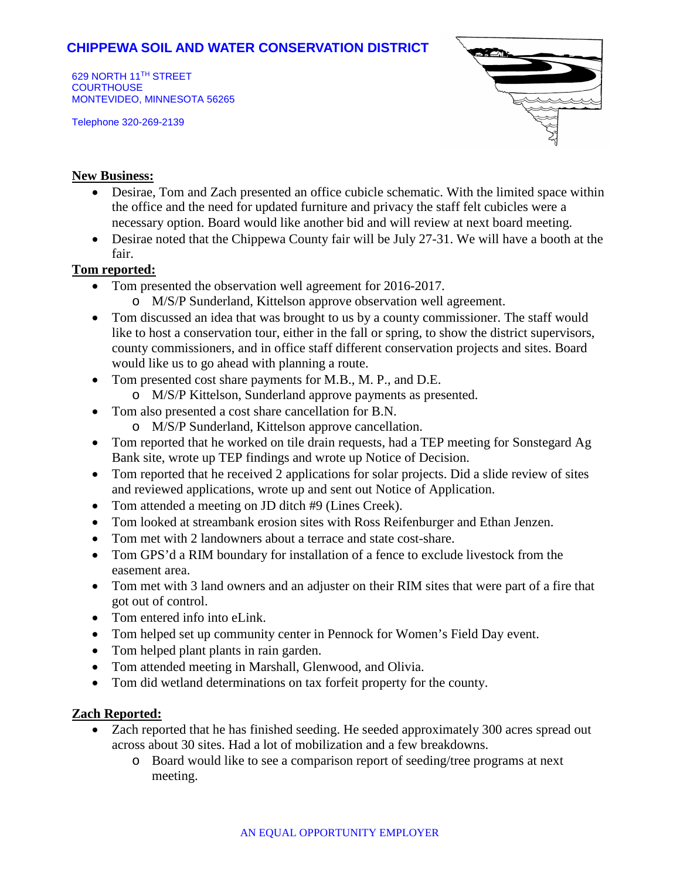**CHIPPEWA SOIL AND WATER CONSERVATION DISTRICT**

629 NORTH 11TH STREET
COURTHOUSE
MONTEVIDEO, MINNESOTA 56265

Telephone 320-269-2139

**New Business:**

- Desirae, Tom and Zach presented an office cubicle schematic. With the limited space within the office and the need for updated furniture and privacy the staff felt cubicles were a necessary option. Board would like another bid and will review at next board meeting.
- Desirae noted that the Chippewa County fair will be July 27-31. We will have a booth at the fair.

**Tom reported:**

- Tom presented the observation well agreement for 2016-2017.
  - M/S/P Sunderland, Kittelson approve observation well agreement.
- Tom discussed an idea that was brought to us by a county commissioner. The staff would like to host a conservation tour, either in the fall or spring, to show the district supervisors, county commissioners, and in office staff different conservation projects and sites. Board would like us to go ahead with planning a route.
- Tom presented cost share payments for M.B., M. P., and D.E.
  - M/S/P Kittelson, Sunderland approve payments as presented.
- Tom also presented a cost share cancellation for B.N.
  - M/S/P Sunderland, Kittelson approve cancellation.
- Tom reported that he worked on tile drain requests, had a TEP meeting for Sonstegard Ag Bank site, wrote up TEP findings and wrote up Notice of Decision.
- Tom reported that he received 2 applications for solar projects. Did a slide review of sites and reviewed applications, wrote up and sent out Notice of Application.
- Tom attended a meeting on JD ditch #9 (Lines Creek).
- Tom looked at streambank erosion sites with Ross Reifenburger and Ethan Jenzen.
- Tom met with 2 landowners about a terrace and state cost-share.
- Tom GPS'd a RIM boundary for installation of a fence to exclude livestock from the easement area.
- Tom met with 3 land owners and an adjuster on their RIM sites that were part of a fire that got out of control.
- Tom entered info into eLink.
- Tom helped set up community center in Pennock for Women's Field Day event.
- Tom helped plant plants in rain garden.
- Tom attended meeting in Marshall, Glenwood, and Olivia.
- Tom did wetland determinations on tax forfeit property for the county.

**Zach Reported:**

- Zach reported that he has finished seeding. He seeded approximately 300 acres spread out across about 30 sites. Had a lot of mobilization and a few breakdowns.
  - Board would like to see a comparison report of seeding/tree programs at next meeting.

AN EQUAL OPPORTUNITY EMPLOYER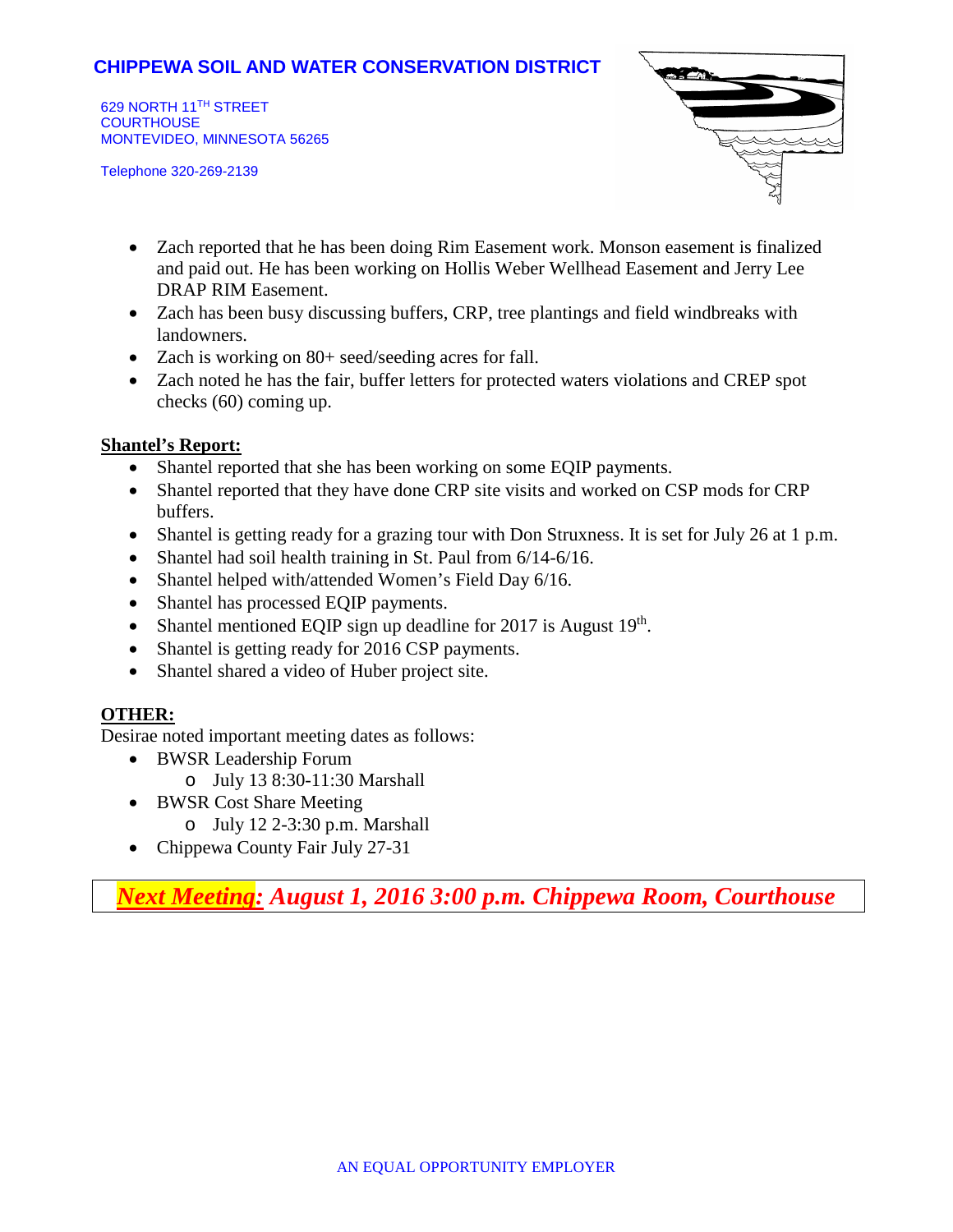**CHIPPEWA SOIL AND WATER CONSERVATION DISTRICT**

629 NORTH 11TH STREET
COURTHOUSE
MONTEVIDEO, MINNESOTA 56265

Telephone 320-269-2139

- Zach reported that he has been doing Rim Easement work. Monson easement is finalized and paid out. He has been working on Hollis Weber Wellhead Easement and Jerry Lee DRAP RIM Easement.
- Zach has been busy discussing buffers, CRP, tree plantings and field windbreaks with landowners.
- Zach is working on 80+ seed/seeding acres for fall.
- Zach noted he has the fair, buffer letters for protected waters violations and CREP spot checks (60) coming up.

**Shantel's Report:**

- Shantel reported that she has been working on some EQIP payments.
- Shantel reported that they have done CRP site visits and worked on CSP mods for CRP buffers.
- Shantel is getting ready for a grazing tour with Don Struxness. It is set for July 26 at 1 p.m.
- Shantel had soil health training in St. Paul from 6/14-6/16.
- Shantel helped with/attended Women's Field Day 6/16.
- Shantel has processed EQIP payments.
- Shantel mentioned EQIP sign up deadline for 2017 is August 19th.
- Shantel is getting ready for 2016 CSP payments.
- Shantel shared a video of Huber project site.

**OTHER:**

Desirae noted important meeting dates as follows:

- BWSR Leadership Forum
  - July 13 8:30-11:30 Marshall
- BWSR Cost Share Meeting
  - July 12 2-3:30 p.m. Marshall
- Chippewa County Fair July 27-31

***Next Meeting: August 1, 2016 3:00 p.m. Chippewa Room, Courthouse***

AN EQUAL OPPORTUNITY EMPLOYER